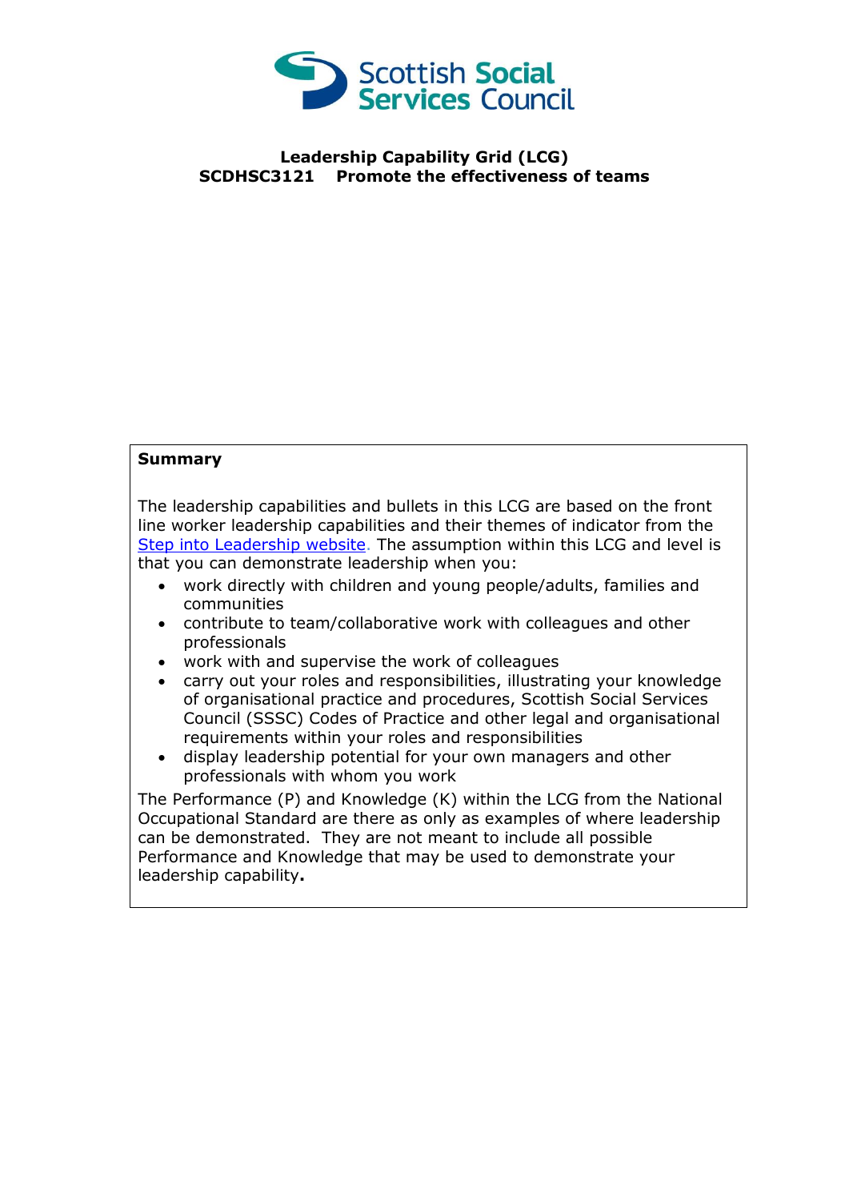**Leadership Capability Grid (LCG)**
**SCDHSC3121 Promote the effectiveness of teams**

**Summary**

The leadership capabilities and bullets in this LCG are based on the front line worker leadership capabilities and their themes of indicator from the [Step into Leadership website](). The assumption within this LCG and level is that you can demonstrate leadership when you:

- work directly with children and young people/adults, families and communities
- contribute to team/collaborative work with colleagues and other professionals
- work with and supervise the work of colleagues
- carry out your roles and responsibilities, illustrating your knowledge of organisational practice and procedures, Scottish Social Services Council (SSSC) Codes of Practice and other legal and organisational requirements within your roles and responsibilities
- display leadership potential for your own managers and other professionals with whom you work

The Performance (P) and Knowledge (K) within the LCG from the National Occupational Standard are there as only as examples of where leadership can be demonstrated. They are not meant to include all possible Performance and Knowledge that may be used to demonstrate your leadership capability**.**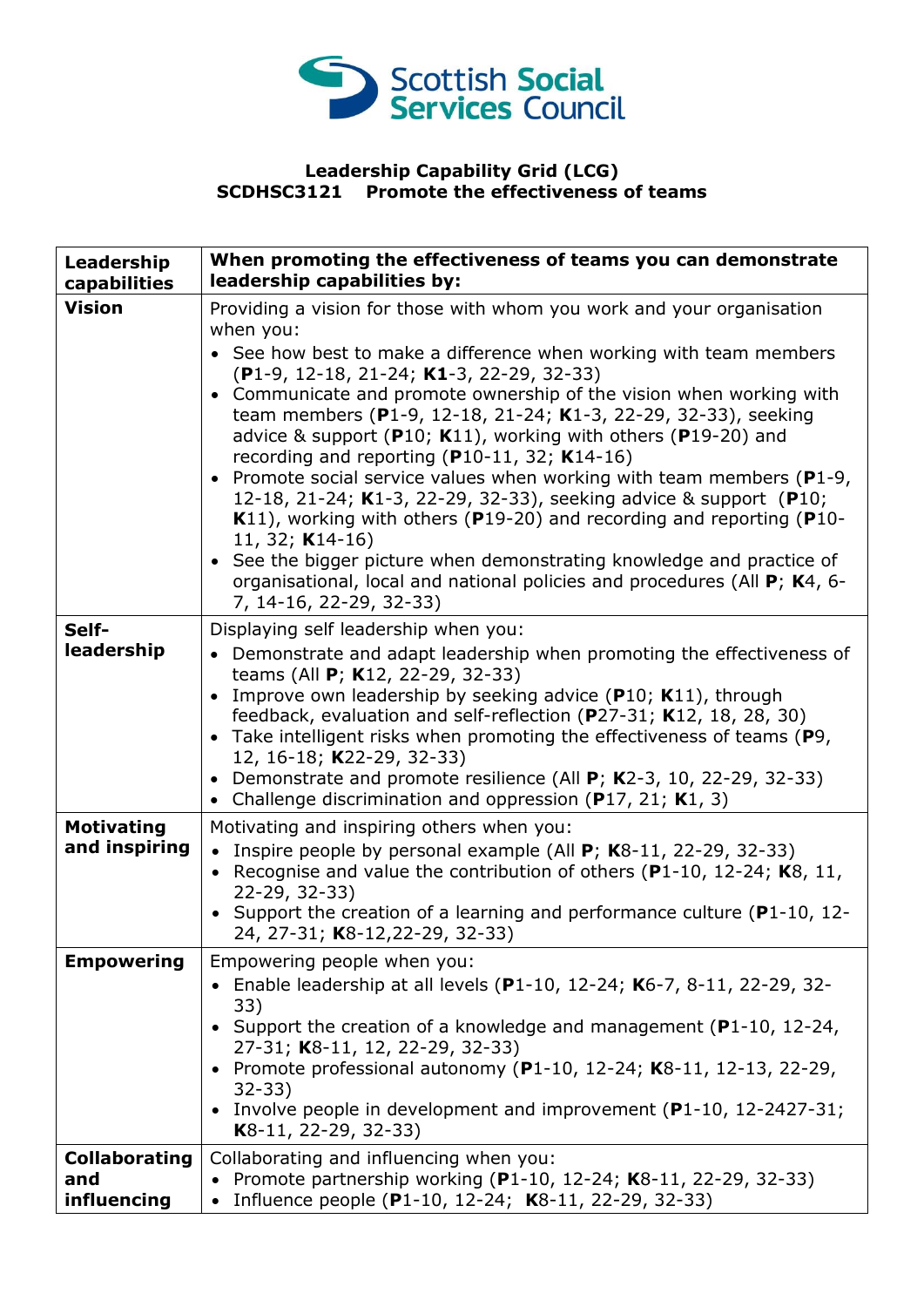Scottish Social Services Council

**Leadership Capability Grid (LCG)**
**SCDHSC3121 Promote the effectiveness of teams**

| Leadership capabilities | When promoting the effectiveness of teams you can demonstrate leadership capabilities by: |
|---|---|
| **Vision** | Providing a vision for those with whom you work and your organisation when you:<br>• See how best to make a difference when working with team members (**P**1-9, 12-18, 21-24; **K1**-3, 22-29, 32-33)<br>• Communicate and promote ownership of the vision when working with team members (**P**1-9, 12-18, 21-24; **K**1-3, 22-29, 32-33), seeking advice & support (**P**10; **K**11), working with others (**P**19-20) and recording and reporting (**P**10-11, 32; **K**14-16)<br>• Promote social service values when working with team members (**P**1-9, 12-18, 21-24; **K**1-3, 22-29, 32-33), seeking advice & support (**P**10; **K**11), working with others (**P**19-20) and recording and reporting (**P**10-11, 32; **K**14-16)<br>• See the bigger picture when demonstrating knowledge and practice of organisational, local and national policies and procedures (All **P**; **K**4, 6-7, 14-16, 22-29, 32-33) |
| **Self-leadership** | Displaying self leadership when you:<br>• Demonstrate and adapt leadership when promoting the effectiveness of teams (All **P**; **K**12, 22-29, 32-33)<br>• Improve own leadership by seeking advice (**P**10; **K**11), through feedback, evaluation and self-reflection (**P**27-31; **K**12, 18, 28, 30)<br>• Take intelligent risks when promoting the effectiveness of teams (**P**9, 12, 16-18; **K**22-29, 32-33)<br>• Demonstrate and promote resilience (All **P**; **K**2-3, 10, 22-29, 32-33)<br>• Challenge discrimination and oppression (**P**17, 21; **K**1, 3) |
| **Motivating and inspiring** | Motivating and inspiring others when you:<br>• Inspire people by personal example (All **P**; **K**8-11, 22-29, 32-33)<br>• Recognise and value the contribution of others (**P**1-10, 12-24; **K**8, 11, 22-29, 32-33)<br>• Support the creation of a learning and performance culture (**P**1-10, 12-24, 27-31; **K**8-12,22-29, 32-33) |
| **Empowering** | Empowering people when you:<br>• Enable leadership at all levels (**P**1-10, 12-24; **K**6-7, 8-11, 22-29, 32-33)<br>• Support the creation of a knowledge and management (**P**1-10, 12-24, 27-31; **K**8-11, 12, 22-29, 32-33)<br>• Promote professional autonomy (**P**1-10, 12-24; **K**8-11, 12-13, 22-29, 32-33)<br>• Involve people in development and improvement (**P**1-10, 12-2427-31; **K**8-11, 22-29, 32-33) |
| **Collaborating and influencing** | Collaborating and influencing when you:<br>• Promote partnership working (**P**1-10, 12-24; **K**8-11, 22-29, 32-33)<br>• Influence people (**P**1-10, 12-24; **K**8-11, 22-29, 32-33) |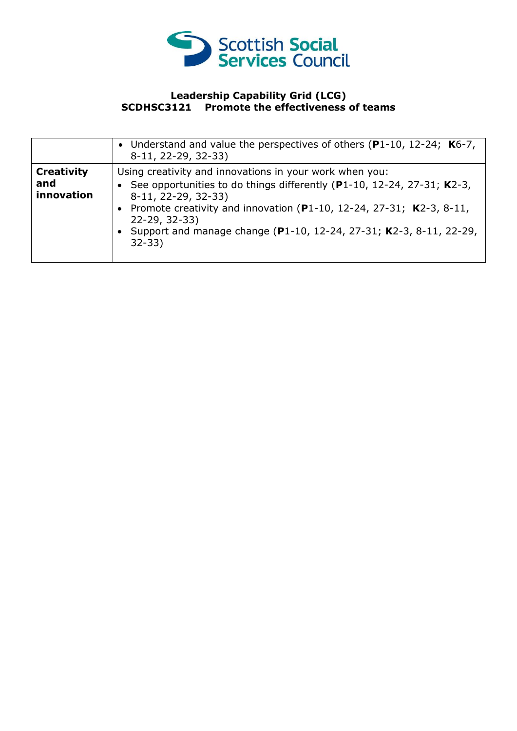**Leadership Capability Grid (LCG)**
**SCDHSC3121 Promote the effectiveness of teams**

| | |
|---|---|
| | • Understand and value the perspectives of others (**P**1-10, 12-24; **K**6-7, 8-11, 22-29, 32-33) |
| **Creativity and innovation** | Using creativity and innovations in your work when you:<br>• See opportunities to do things differently (**P**1-10, 12-24, 27-31; **K**2-3, 8-11, 22-29, 32-33)<br>• Promote creativity and innovation (**P**1-10, 12-24, 27-31; **K**2-3, 8-11, 22-29, 32-33)<br>• Support and manage change (**P**1-10, 12-24, 27-31; **K**2-3, 8-11, 22-29, 32-33) |